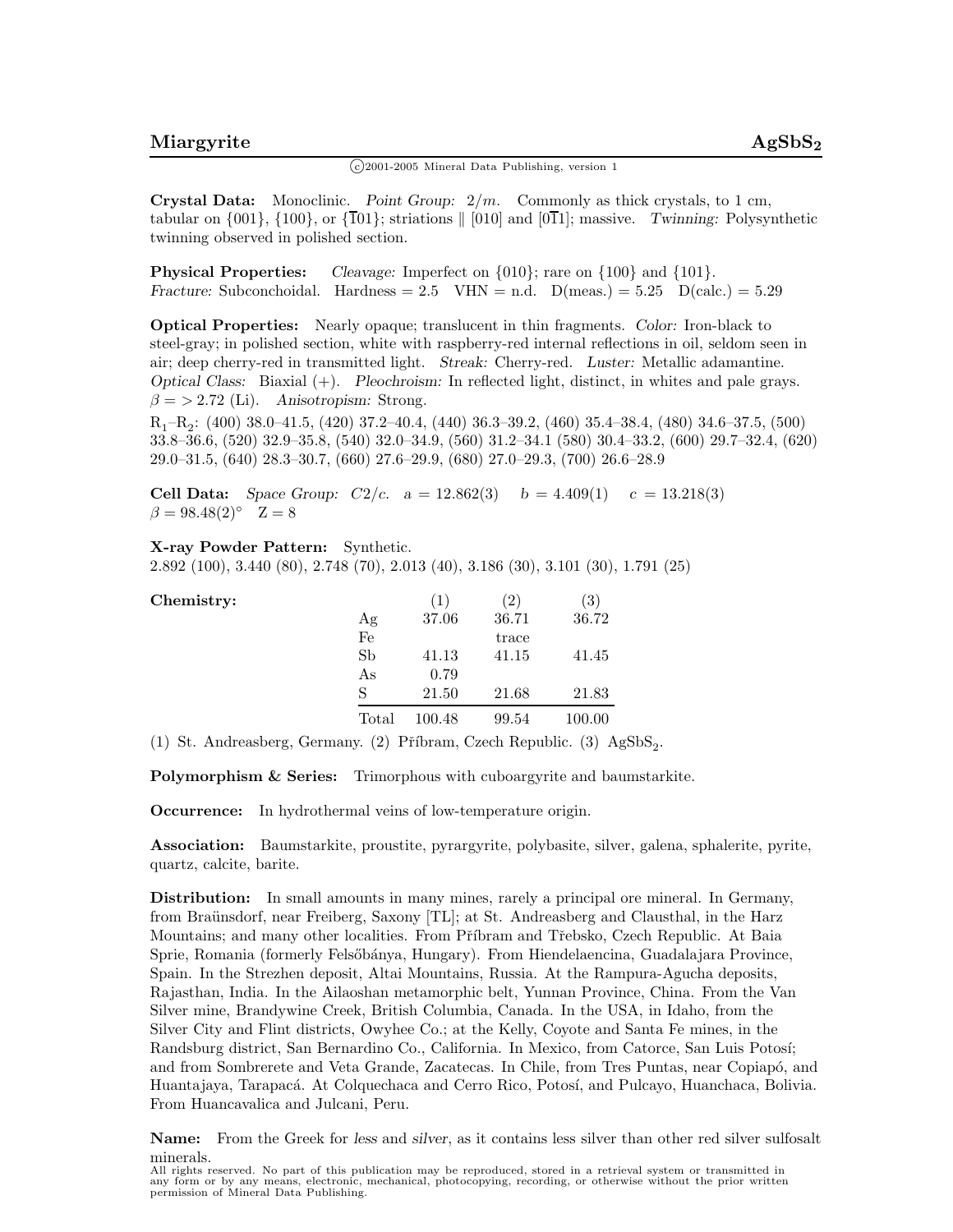# Miargyrite $AgSbS_2$

©2001-2005 Mineral Data Publishing, version 1

**Crystal Data:** Monoclinic. *Point Group:* $2/m$. Commonly as thick crystals, to 1 cm, tabular on {001}, {100}, or {$\overline{1}$01}; striations ∥ [010] and [0$\overline{1}$1]; massive. *Twinning:* Polysynthetic twinning observed in polished section.

**Physical Properties:** *Cleavage:* Imperfect on {010}; rare on {100} and {101}. *Fracture:* Subconchoidal. Hardness = 2.5 VHN = n.d. D(meas.) = 5.25 D(calc.) = 5.29

**Optical Properties:** Nearly opaque; translucent in thin fragments. *Color:* Iron-black to steel-gray; in polished section, white with raspberry-red internal reflections in oil, seldom seen in air; deep cherry-red in transmitted light. *Streak:* Cherry-red. *Luster:* Metallic adamantine. *Optical Class:* Biaxial (+). *Pleochroism:* In reflected light, distinct, in whites and pale grays. $\beta = > 2.72$ (Li). *Anisotropism:* Strong.

$R_1$–$R_2$: (400) 38.0–41.5, (420) 37.2–40.4, (440) 36.3–39.2, (460) 35.4–38.4, (480) 34.6–37.5, (500) 33.8–36.6, (520) 32.9–35.8, (540) 32.0–34.9, (560) 31.2–34.1 (580) 30.4–33.2, (600) 29.7–32.4, (620) 29.0–31.5, (640) 28.3–30.7, (660) 27.6–29.9, (680) 27.0–29.3, (700) 26.6–28.9

**Cell Data:** *Space Group:* $C2/c$. $a = 12.862(3)$ $b = 4.409(1)$ $c = 13.218(3)$ $\beta = 98.48(2)°$ Z = 8

**X-ray Powder Pattern:** Synthetic.
2.892 (100), 3.440 (80), 2.748 (70), 2.013 (40), 3.186 (30), 3.101 (30), 1.791 (25)

**Chemistry:**

| | (1) | (2) | (3) |
|---|---|---|---|
| Ag | 37.06 | 36.71 | 36.72 |
| Fe | | trace | |
| Sb | 41.13 | 41.15 | 41.45 |
| As | 0.79 | | |
| S | 21.50 | 21.68 | 21.83 |
| Total | 100.48 | 99.54 | 100.00 |

(1) St. Andreasberg, Germany. (2) Příbram, Czech Republic. (3) $AgSbS_2$.

**Polymorphism & Series:** Trimorphous with cuboargyrite and baumstarkite.

**Occurrence:** In hydrothermal veins of low-temperature origin.

**Association:** Baumstarkite, proustite, pyrargyrite, polybasite, silver, galena, sphalerite, pyrite, quartz, calcite, barite.

**Distribution:** In small amounts in many mines, rarely a principal ore mineral. In Germany, from Braünsdorf, near Freiberg, Saxony [TL]; at St. Andreasberg and Clausthal, in the Harz Mountains; and many other localities. From Příbram and Třebsko, Czech Republic. At Baia Sprie, Romania (formerly Felsőbánya, Hungary). From Hiendelaencina, Guadalajara Province, Spain. In the Strezhen deposit, Altai Mountains, Russia. At the Rampura-Agucha deposits, Rajasthan, India. In the Ailaoshan metamorphic belt, Yunnan Province, China. From the Van Silver mine, Brandywine Creek, British Columbia, Canada. In the USA, in Idaho, from the Silver City and Flint districts, Owyhee Co.; at the Kelly, Coyote and Santa Fe mines, in the Randsburg district, San Bernardino Co., California. In Mexico, from Catorce, San Luis Potosí; and from Sombrerete and Veta Grande, Zacatecas. In Chile, from Tres Puntas, near Copiapó, and Huantajaya, Tarapacá. At Colquechaca and Cerro Rico, Potosí, and Pulcayo, Huanchaca, Bolivia. From Huancavalica and Julcani, Peru.

**Name:** From the Greek for *less* and *silver*, as it contains less silver than other red silver sulfosalt minerals.

All rights reserved. No part of this publication may be reproduced, stored in a retrieval system or transmitted in any form or by any means, electronic, mechanical, photocopying, recording, or otherwise without the prior written permission of Mineral Data Publishing.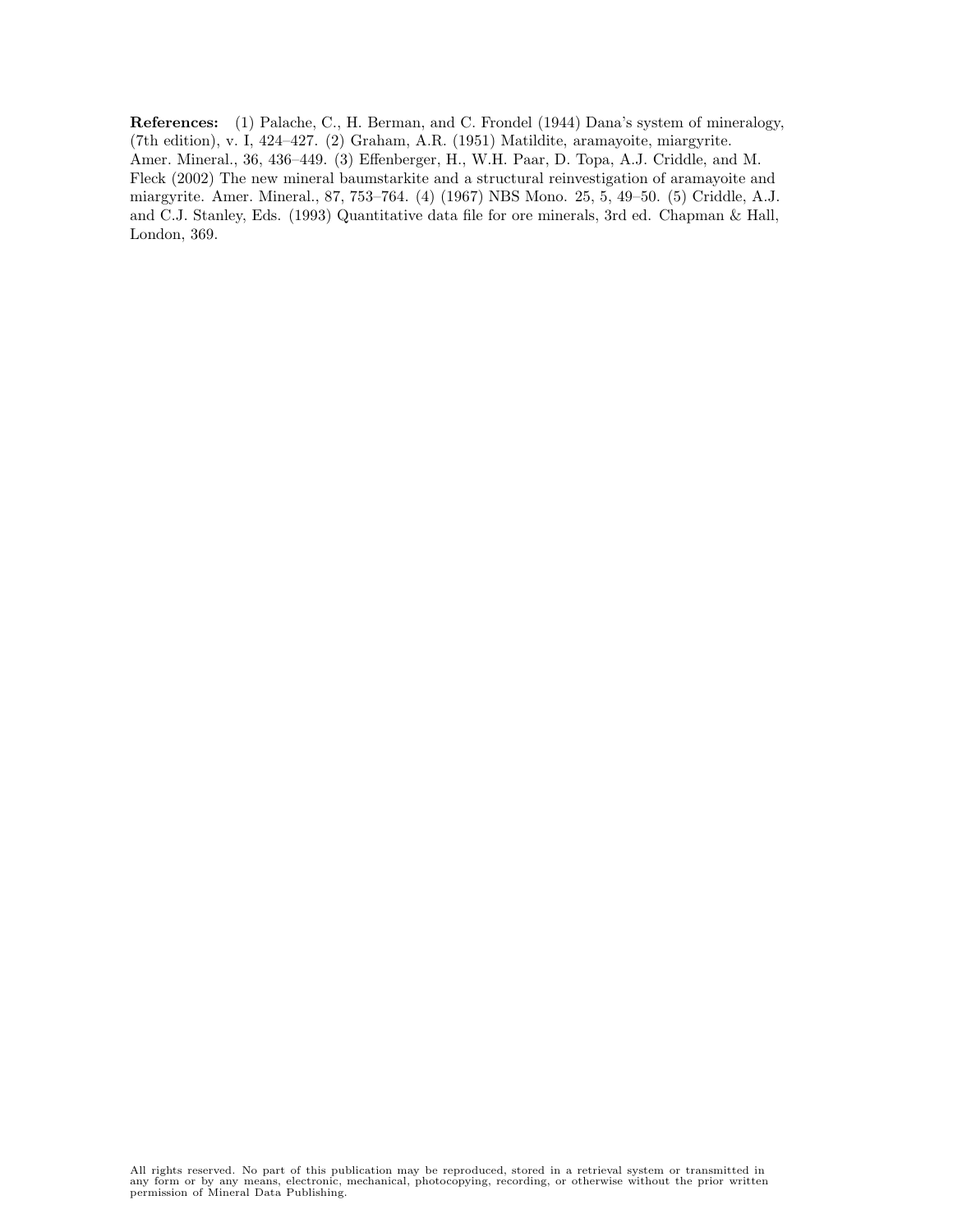**References:** (1) Palache, C., H. Berman, and C. Frondel (1944) Dana's system of mineralogy, (7th edition), v. I, 424–427. (2) Graham, A.R. (1951) Matildite, aramayoite, miargyrite. Amer. Mineral., 36, 436–449. (3) Effenberger, H., W.H. Paar, D. Topa, A.J. Criddle, and M. Fleck (2002) The new mineral baumstarkite and a structural reinvestigation of aramayoite and miargyrite. Amer. Mineral., 87, 753–764. (4) (1967) NBS Mono. 25, 5, 49–50. (5) Criddle, A.J. and C.J. Stanley, Eds. (1993) Quantitative data file for ore minerals, 3rd ed. Chapman & Hall, London, 369.

All rights reserved. No part of this publication may be reproduced, stored in a retrieval system or transmitted in any form or by any means, electronic, mechanical, photocopying, recording, or otherwise without the prior written permission of Mineral Data Publishing.